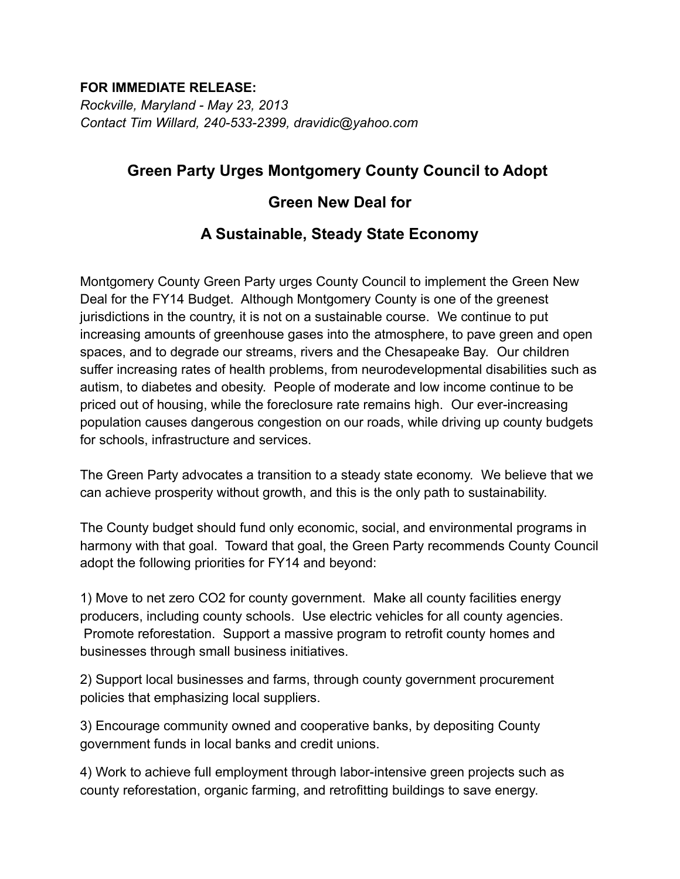**FOR IMMEDIATE RELEASE:**
*Rockville, Maryland - May 23, 2013*
*Contact Tim Willard, 240-533-2399, dravidic@yahoo.com*

# Green Party Urges Montgomery County Council to Adopt Green New Deal for A Sustainable, Steady State Economy

Montgomery County Green Party urges County Council to implement the Green New Deal for the FY14 Budget. Although Montgomery County is one of the greenest jurisdictions in the country, it is not on a sustainable course. We continue to put increasing amounts of greenhouse gases into the atmosphere, to pave green and open spaces, and to degrade our streams, rivers and the Chesapeake Bay. Our children suffer increasing rates of health problems, from neurodevelopmental disabilities such as autism, to diabetes and obesity. People of moderate and low income continue to be priced out of housing, while the foreclosure rate remains high. Our ever-increasing population causes dangerous congestion on our roads, while driving up county budgets for schools, infrastructure and services.

The Green Party advocates a transition to a steady state economy. We believe that we can achieve prosperity without growth, and this is the only path to sustainability.

The County budget should fund only economic, social, and environmental programs in harmony with that goal. Toward that goal, the Green Party recommends County Council adopt the following priorities for FY14 and beyond:

1) Move to net zero $CO_2$ for county government. Make all county facilities energy producers, including county schools. Use electric vehicles for all county agencies. Promote reforestation. Support a massive program to retrofit county homes and businesses through small business initiatives.

2) Support local businesses and farms, through county government procurement policies that emphasizing local suppliers.

3) Encourage community owned and cooperative banks, by depositing County government funds in local banks and credit unions.

4) Work to achieve full employment through labor-intensive green projects such as county reforestation, organic farming, and retrofitting buildings to save energy.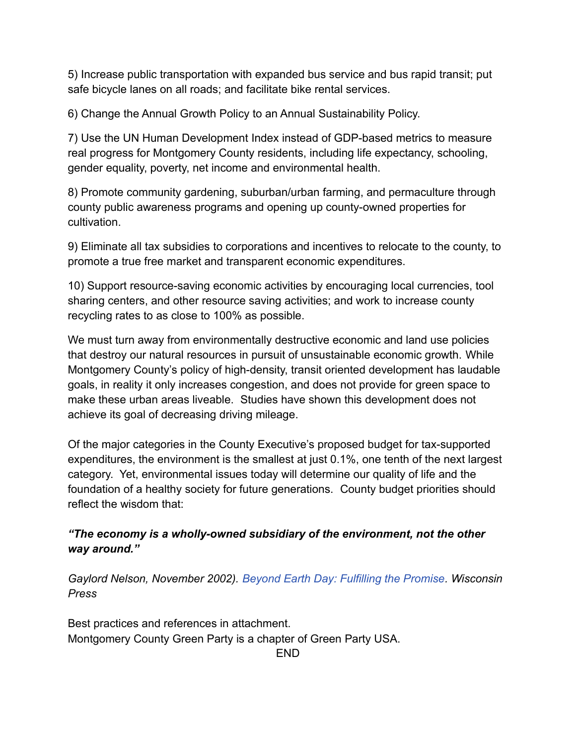5) Increase public transportation with expanded bus service and bus rapid transit; put safe bicycle lanes on all roads; and facilitate bike rental services.

6) Change the Annual Growth Policy to an Annual Sustainability Policy.

7) Use the UN Human Development Index instead of GDP-based metrics to measure real progress for Montgomery County residents, including life expectancy, schooling, gender equality, poverty, net income and environmental health.

8) Promote community gardening, suburban/urban farming, and permaculture through county public awareness programs and opening up county-owned properties for cultivation.

9) Eliminate all tax subsidies to corporations and incentives to relocate to the county, to promote a true free market and transparent economic expenditures.

10) Support resource-saving economic activities by encouraging local currencies, tool sharing centers, and other resource saving activities; and work to increase county recycling rates to as close to 100% as possible.

We must turn away from environmentally destructive economic and land use policies that destroy our natural resources in pursuit of unsustainable economic growth. While Montgomery County's policy of high-density, transit oriented development has laudable goals, in reality it only increases congestion, and does not provide for green space to make these urban areas liveable. Studies have shown this development does not achieve its goal of decreasing driving mileage.

Of the major categories in the County Executive's proposed budget for tax-supported expenditures, the environment is the smallest at just 0.1%, one tenth of the next largest category. Yet, environmental issues today will determine our quality of life and the foundation of a healthy society for future generations. County budget priorities should reflect the wisdom that:

***"The economy is a wholly-owned subsidiary of the environment, not the other way around."***

*Gaylord Nelson, November 2002). Beyond Earth Day: Fulfilling the Promise. Wisconsin Press*

Best practices and references in attachment.
Montgomery County Green Party is a chapter of Green Party USA.

END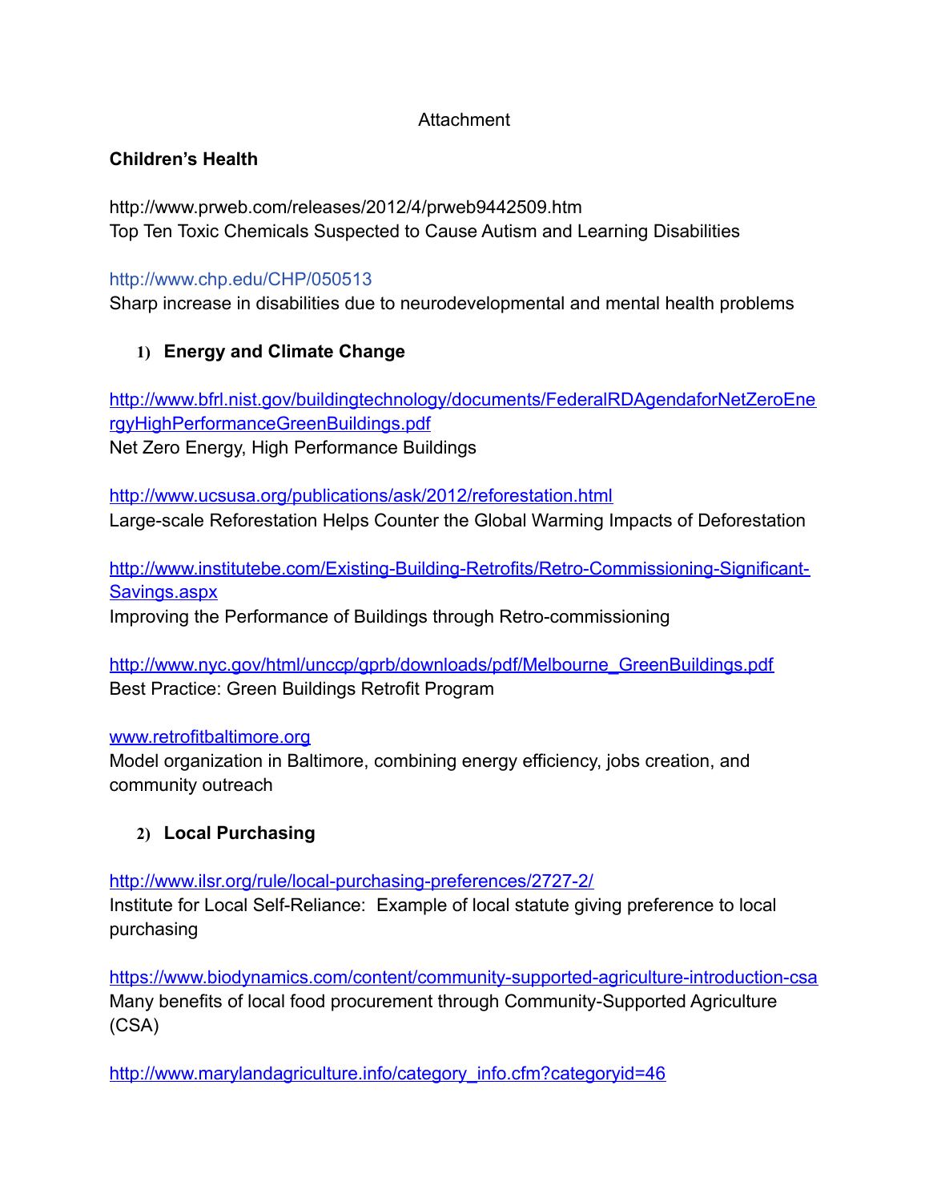Attachment

**Children's Health**

http://www.prweb.com/releases/2012/4/prweb9442509.htm
Top Ten Toxic Chemicals Suspected to Cause Autism and Learning Disabilities

http://www.chp.edu/CHP/050513
Sharp increase in disabilities due to neurodevelopmental and mental health problems

1) **Energy and Climate Change**

http://www.bfrl.nist.gov/buildingtechnology/documents/FederalRDAgendaforNetZeroEnergyHighPerformanceGreenBuildings.pdf
Net Zero Energy, High Performance Buildings

http://www.ucsusa.org/publications/ask/2012/reforestation.html
Large-scale Reforestation Helps Counter the Global Warming Impacts of Deforestation

http://www.institutebe.com/Existing-Building-Retrofits/Retro-Commissioning-Significant-Savings.aspx
Improving the Performance of Buildings through Retro-commissioning

http://www.nyc.gov/html/unccp/gprb/downloads/pdf/Melbourne_GreenBuildings.pdf
Best Practice: Green Buildings Retrofit Program

www.retrofitbaltimore.org
Model organization in Baltimore, combining energy efficiency, jobs creation, and community outreach

2) **Local Purchasing**

http://www.ilsr.org/rule/local-purchasing-preferences/2727-2/
Institute for Local Self-Reliance: Example of local statute giving preference to local purchasing

https://www.biodynamics.com/content/community-supported-agriculture-introduction-csa
Many benefits of local food procurement through Community-Supported Agriculture (CSA)

http://www.marylandagriculture.info/category_info.cfm?categoryid=46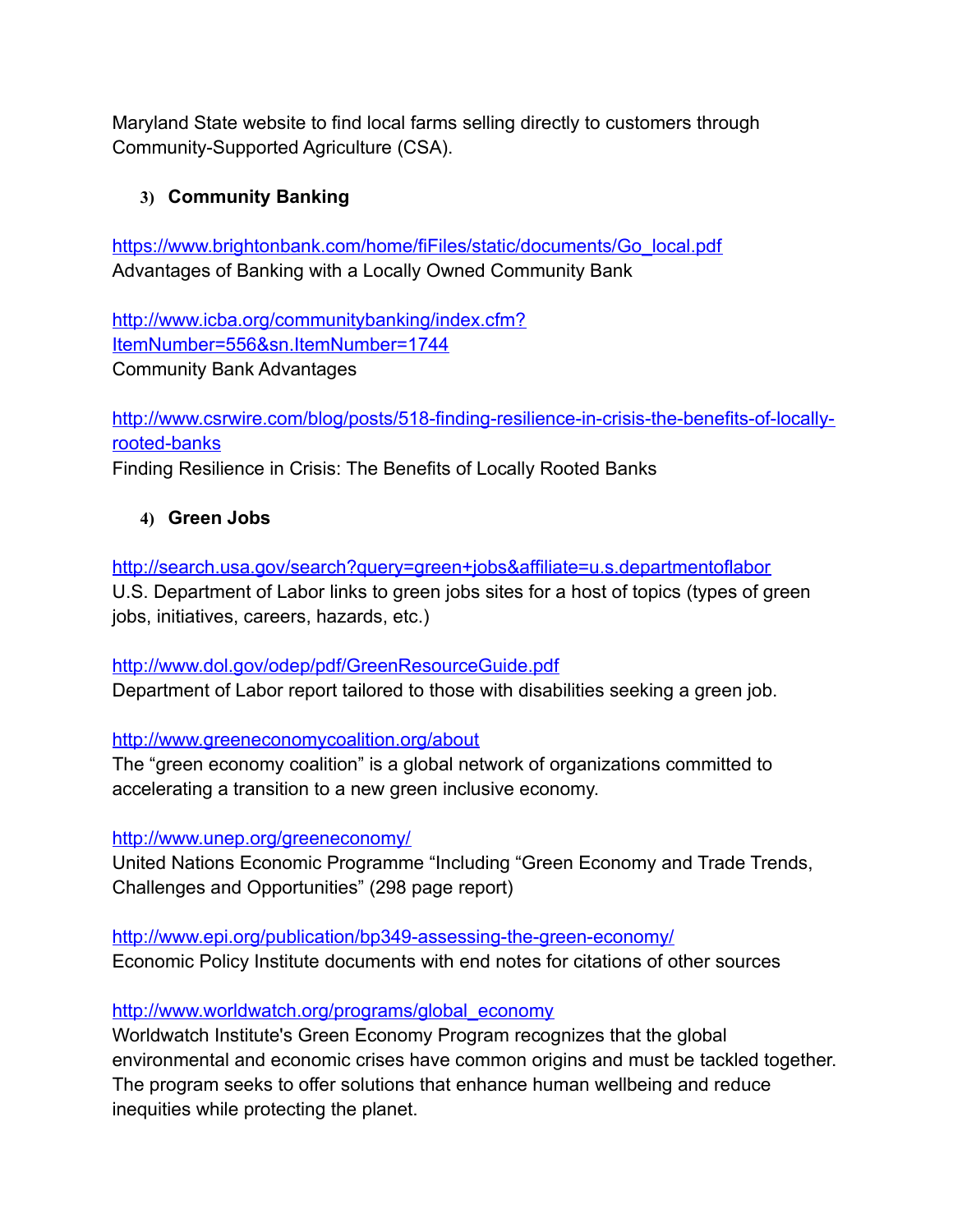Maryland State website to find local farms selling directly to customers through Community-Supported Agriculture (CSA).

### 3) Community Banking

[https://www.brightonbank.com/home/fiFiles/static/documents/Go_local.pdf](https://www.brightonbank.com/home/fiFiles/static/documents/Go_local.pdf)
Advantages of Banking with a Locally Owned Community Bank

[http://www.icba.org/communitybanking/index.cfm?ItemNumber=556&sn.ItemNumber=1744](http://www.icba.org/communitybanking/index.cfm?ItemNumber=556&sn.ItemNumber=1744)
Community Bank Advantages

[http://www.csrwire.com/blog/posts/518-finding-resilience-in-crisis-the-benefits-of-locally-rooted-banks](http://www.csrwire.com/blog/posts/518-finding-resilience-in-crisis-the-benefits-of-locally-rooted-banks)
Finding Resilience in Crisis: The Benefits of Locally Rooted Banks

### 4) Green Jobs

[http://search.usa.gov/search?query=green+jobs&affiliate=u.s.departmentoflabor](http://search.usa.gov/search?query=green+jobs&affiliate=u.s.departmentoflabor)
U.S. Department of Labor links to green jobs sites for a host of topics (types of green jobs, initiatives, careers, hazards, etc.)

[http://www.dol.gov/odep/pdf/GreenResourceGuide.pdf](http://www.dol.gov/odep/pdf/GreenResourceGuide.pdf)
Department of Labor report tailored to those with disabilities seeking a green job.

[http://www.greeneconomycoalition.org/about](http://www.greeneconomycoalition.org/about)
The "green economy coalition" is a global network of organizations committed to accelerating a transition to a new green inclusive economy.

[http://www.unep.org/greeneconomy/](http://www.unep.org/greeneconomy/)
United Nations Economic Programme "Including "Green Economy and Trade Trends, Challenges and Opportunities" (298 page report)

[http://www.epi.org/publication/bp349-assessing-the-green-economy/](http://www.epi.org/publication/bp349-assessing-the-green-economy/)
Economic Policy Institute documents with end notes for citations of other sources

[http://www.worldwatch.org/programs/global_economy](http://www.worldwatch.org/programs/global_economy)
Worldwatch Institute's Green Economy Program recognizes that the global environmental and economic crises have common origins and must be tackled together. The program seeks to offer solutions that enhance human wellbeing and reduce inequities while protecting the planet.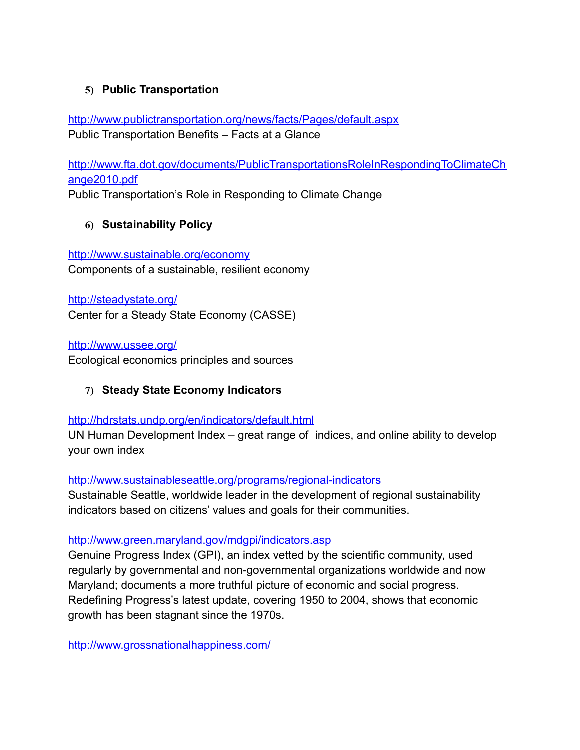5) **Public Transportation**

http://www.publictransportation.org/news/facts/Pages/default.aspx
Public Transportation Benefits – Facts at a Glance

http://www.fta.dot.gov/documents/PublicTransportationsRoleInRespondingToClimateChange2010.pdf
Public Transportation's Role in Responding to Climate Change

6) **Sustainability Policy**

http://www.sustainable.org/economy
Components of a sustainable, resilient economy

http://steadystate.org/
Center for a Steady State Economy (CASSE)

http://www.ussee.org/
Ecological economics principles and sources

7) **Steady State Economy Indicators**

http://hdrstats.undp.org/en/indicators/default.html
UN Human Development Index – great range of indices, and online ability to develop your own index

http://www.sustainableseattle.org/programs/regional-indicators
Sustainable Seattle, worldwide leader in the development of regional sustainability indicators based on citizens' values and goals for their communities.

http://www.green.maryland.gov/mdgpi/indicators.asp
Genuine Progress Index (GPI), an index vetted by the scientific community, used regularly by governmental and non-governmental organizations worldwide and now Maryland; documents a more truthful picture of economic and social progress. Redefining Progress's latest update, covering 1950 to 2004, shows that economic growth has been stagnant since the 1970s.

http://www.grossnationalhappiness.com/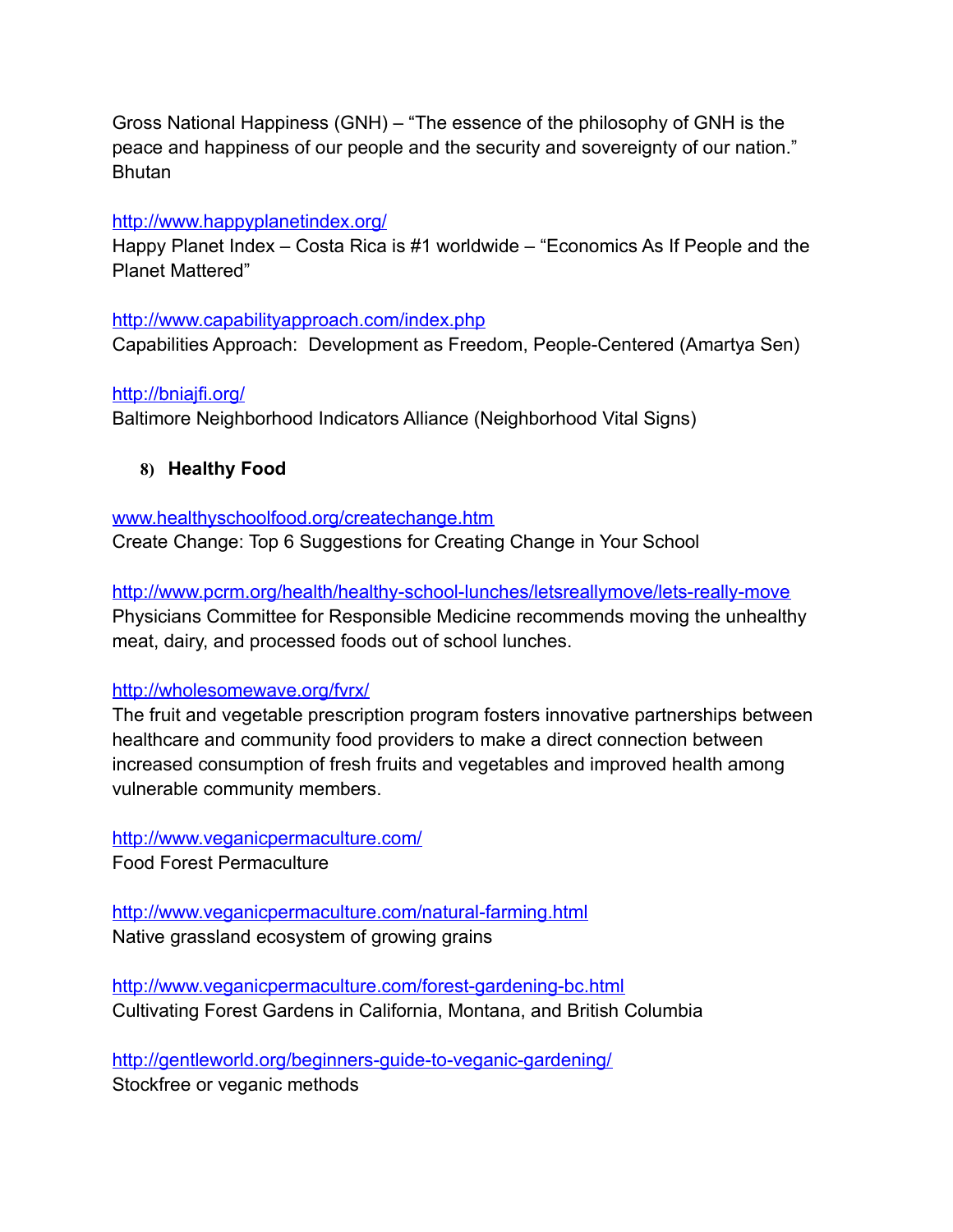Gross National Happiness (GNH) – "The essence of the philosophy of GNH is the peace and happiness of our people and the security and sovereignty of our nation." Bhutan

[http://www.happyplanetindex.org/](http://www.happyplanetindex.org/)
Happy Planet Index – Costa Rica is #1 worldwide – "Economics As If People and the Planet Mattered"

[http://www.capabilityapproach.com/index.php](http://www.capabilityapproach.com/index.php)
Capabilities Approach:  Development as Freedom, People-Centered (Amartya Sen)

[http://bniajfi.org/](http://bniajfi.org/)
Baltimore Neighborhood Indicators Alliance (Neighborhood Vital Signs)

### 8) Healthy Food

[www.healthyschoolfood.org/createchange.htm](www.healthyschoolfood.org/createchange.htm)
Create Change: Top 6 Suggestions for Creating Change in Your School

[http://www.pcrm.org/health/healthy-school-lunches/letsreallymove/lets-really-move](http://www.pcrm.org/health/healthy-school-lunches/letsreallymove/lets-really-move)
Physicians Committee for Responsible Medicine recommends moving the unhealthy meat, dairy, and processed foods out of school lunches.

[http://wholesomewave.org/fvrx/](http://wholesomewave.org/fvrx/)
The fruit and vegetable prescription program fosters innovative partnerships between healthcare and community food providers to make a direct connection between increased consumption of fresh fruits and vegetables and improved health among vulnerable community members.

[http://www.veganicpermaculture.com/](http://www.veganicpermaculture.com/)
Food Forest Permaculture

[http://www.veganicpermaculture.com/natural-farming.html](http://www.veganicpermaculture.com/natural-farming.html)
Native grassland ecosystem of growing grains

[http://www.veganicpermaculture.com/forest-gardening-bc.html](http://www.veganicpermaculture.com/forest-gardening-bc.html)
Cultivating Forest Gardens in California, Montana, and British Columbia

[http://gentleworld.org/beginners-guide-to-veganic-gardening/](http://gentleworld.org/beginners-guide-to-veganic-gardening/)
Stockfree or veganic methods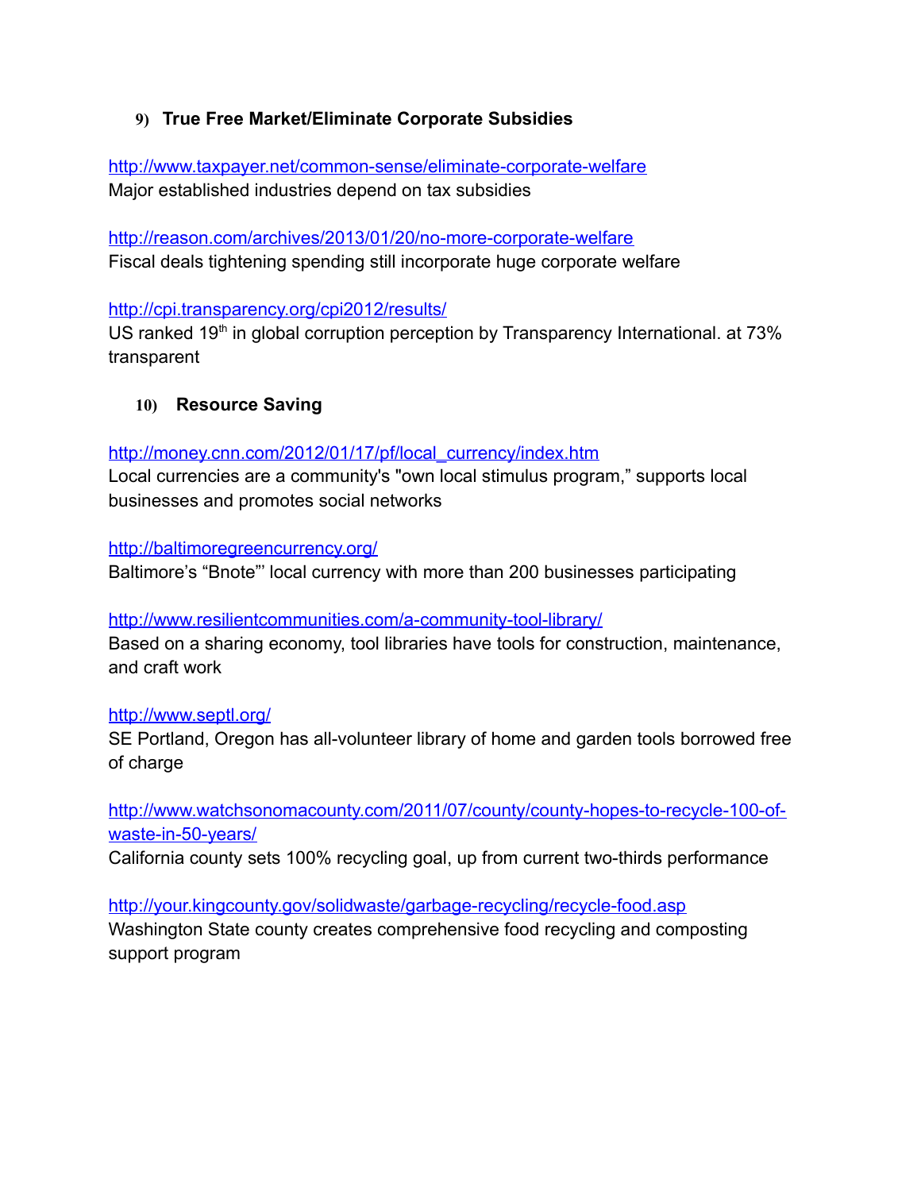9) **True Free Market/Eliminate Corporate Subsidies**

http://www.taxpayer.net/common-sense/eliminate-corporate-welfare
Major established industries depend on tax subsidies

http://reason.com/archives/2013/01/20/no-more-corporate-welfare
Fiscal deals tightening spending still incorporate huge corporate welfare

http://cpi.transparency.org/cpi2012/results/
US ranked 19th in global corruption perception by Transparency International. at 73% transparent

10) **Resource Saving**

http://money.cnn.com/2012/01/17/pf/local_currency/index.htm
Local currencies are a community's "own local stimulus program," supports local businesses and promotes social networks

http://baltimoregreencurrency.org/
Baltimore's "Bnote"' local currency with more than 200 businesses participating

http://www.resilientcommunities.com/a-community-tool-library/
Based on a sharing economy, tool libraries have tools for construction, maintenance, and craft work

http://www.septl.org/
SE Portland, Oregon has all-volunteer library of home and garden tools borrowed free of charge

http://www.watchsonomacounty.com/2011/07/county/county-hopes-to-recycle-100-of-waste-in-50-years/
California county sets 100% recycling goal, up from current two-thirds performance

http://your.kingcounty.gov/solidwaste/garbage-recycling/recycle-food.asp
Washington State county creates comprehensive food recycling and composting support program